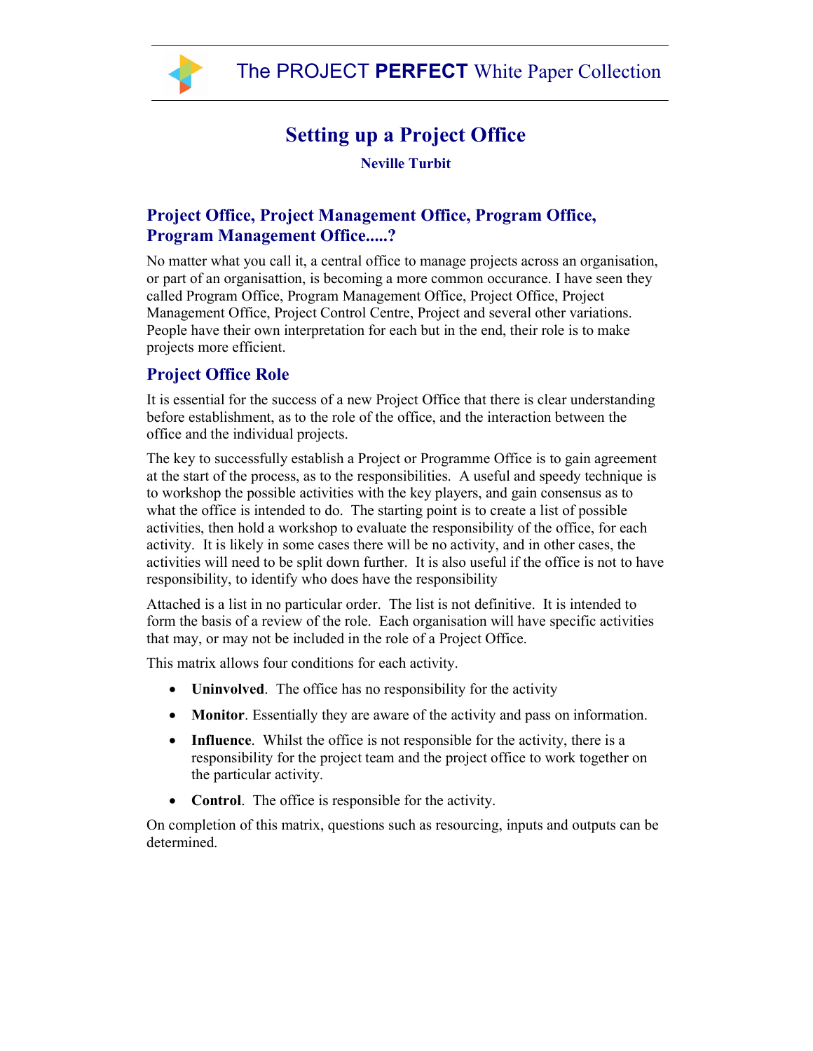# Setting up a Project Office

**Neville Turbit**

## Project Office, Project Management Office, Program Office, Program Management Office.....?

No matter what you call it, a central office to manage projects across an organisation, or part of an organisattion, is becoming a more common occurance. I have seen they called Program Office, Program Management Office, Project Office, Project Management Office, Project Control Centre, Project and several other variations. People have their own interpretation for each but in the end, their role is to make projects more efficient.

## Project Office Role

It is essential for the success of a new Project Office that there is clear understanding before establishment, as to the role of the office, and the interaction between the office and the individual projects.

The key to successfully establish a Project or Programme Office is to gain agreement at the start of the process, as to the responsibilities. A useful and speedy technique is to workshop the possible activities with the key players, and gain consensus as to what the office is intended to do. The starting point is to create a list of possible activities, then hold a workshop to evaluate the responsibility of the office, for each activity. It is likely in some cases there will be no activity, and in other cases, the activities will need to be split down further. It is also useful if the office is not to have responsibility, to identify who does have the responsibility

Attached is a list in no particular order. The list is not definitive. It is intended to form the basis of a review of the role. Each organisation will have specific activities that may, or may not be included in the role of a Project Office.

This matrix allows four conditions for each activity.

- **Uninvolved**. The office has no responsibility for the activity
- **Monitor**. Essentially they are aware of the activity and pass on information.
- **Influence**. Whilst the office is not responsible for the activity, there is a responsibility for the project team and the project office to work together on the particular activity.
- **Control**. The office is responsible for the activity.

On completion of this matrix, questions such as resourcing, inputs and outputs can be determined.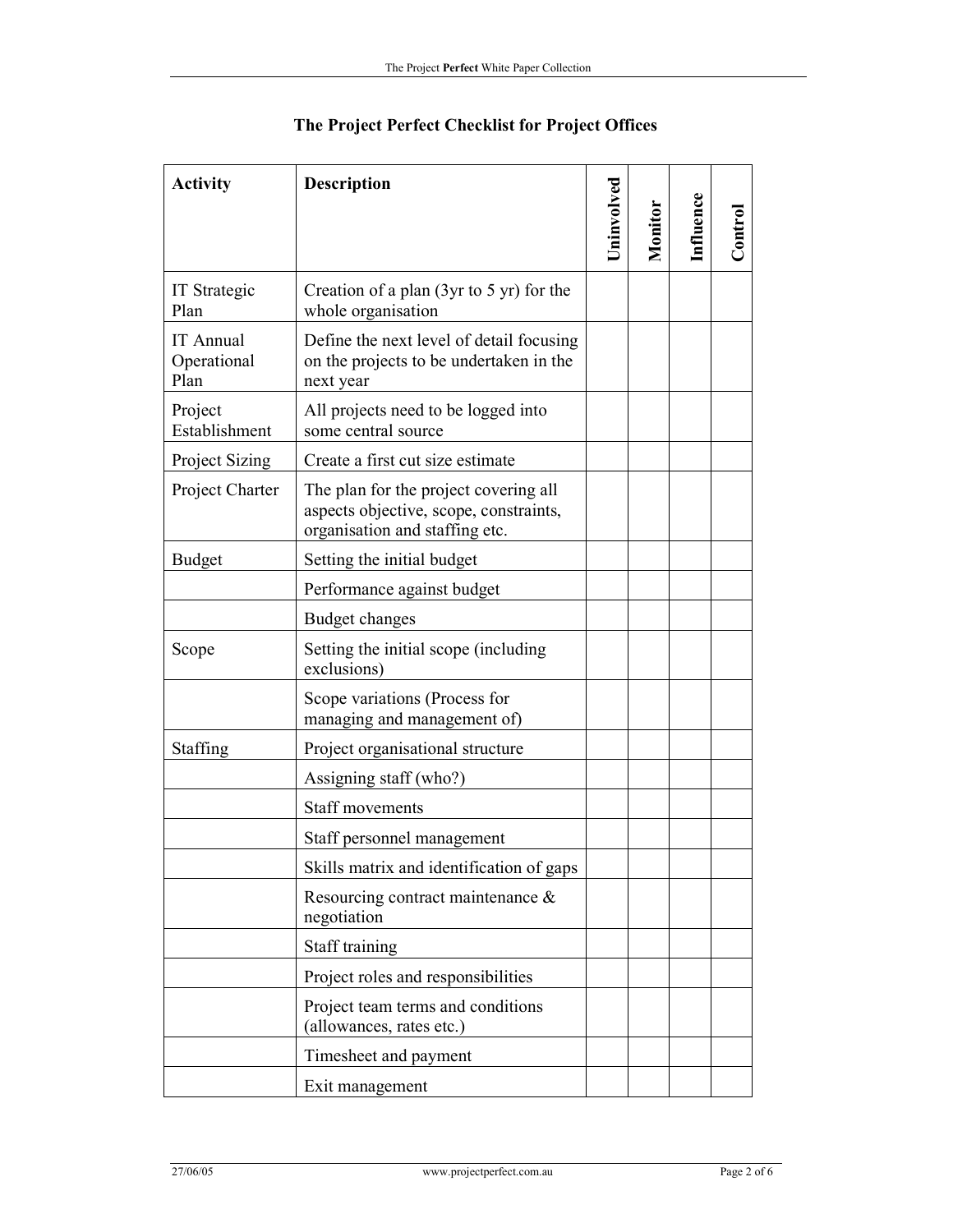## The Project Perfect Checklist for Project Offices

| Activity | Description | Uninvolved | Monitor | Influence | Control |
|---|---|---|---|---|---|
| IT Strategic Plan | Creation of a plan (3yr to 5 yr) for the whole organisation | | | | |
| IT Annual Operational Plan | Define the next level of detail focusing on the projects to be undertaken in the next year | | | | |
| Project Establishment | All projects need to be logged into some central source | | | | |
| Project Sizing | Create a first cut size estimate | | | | |
| Project Charter | The plan for the project covering all aspects objective, scope, constraints, organisation and staffing etc. | | | | |
| Budget | Setting the initial budget | | | | |
| | Performance against budget | | | | |
| | Budget changes | | | | |
| Scope | Setting the initial scope (including exclusions) | | | | |
| | Scope variations (Process for managing and management of) | | | | |
| Staffing | Project organisational structure | | | | |
| | Assigning staff (who?) | | | | |
| | Staff movements | | | | |
| | Staff personnel management | | | | |
| | Skills matrix and identification of gaps | | | | |
| | Resourcing contract maintenance & negotiation | | | | |
| | Staff training | | | | |
| | Project roles and responsibilities | | | | |
| | Project team terms and conditions (allowances, rates etc.) | | | | |
| | Timesheet and payment | | | | |
| | Exit management | | | | |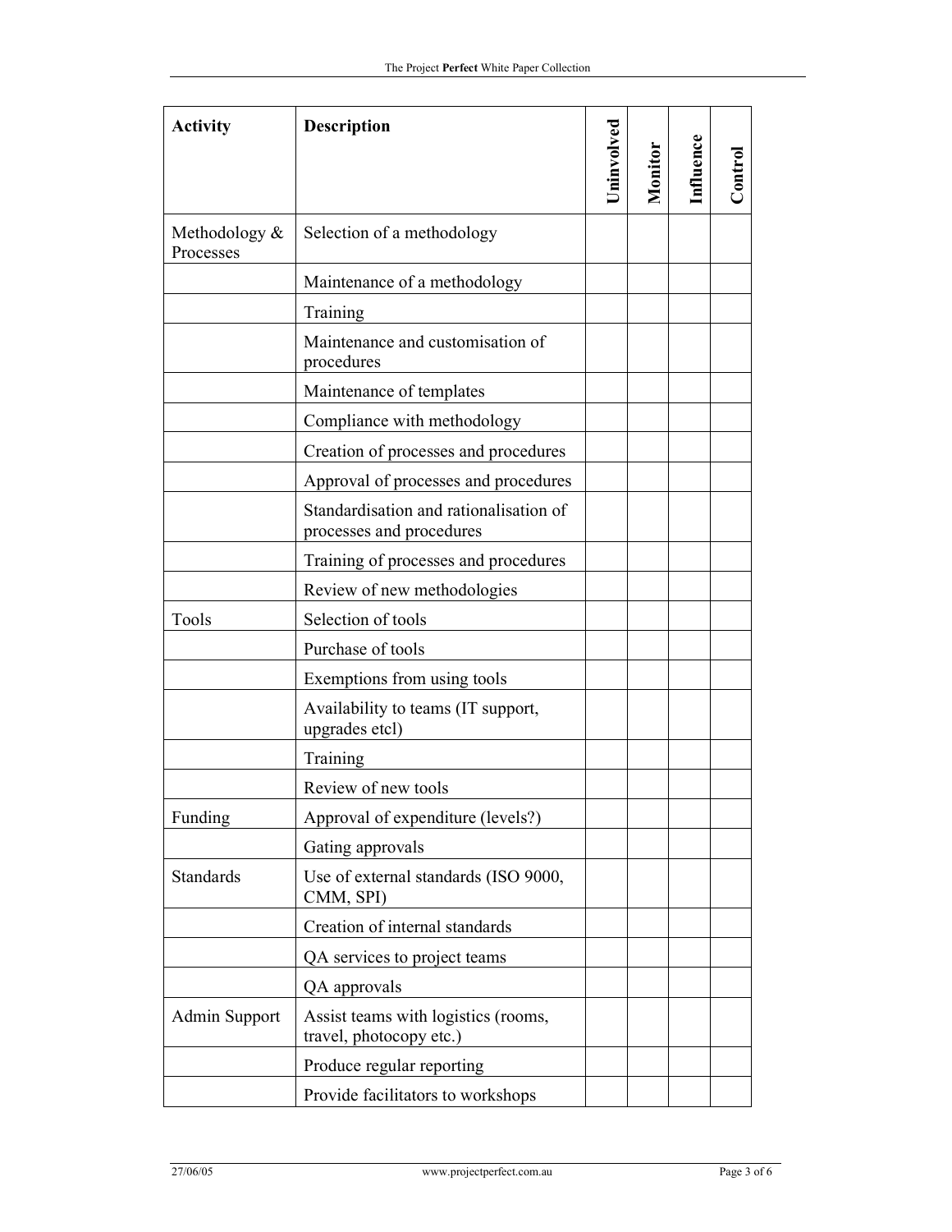| Activity | Description | Uninvolved | Monitor | Influence | Control |
|---|---|---|---|---|---|
| Methodology & Processes | Selection of a methodology | | | | |
| | Maintenance of a methodology | | | | |
| | Training | | | | |
| | Maintenance and customisation of procedures | | | | |
| | Maintenance of templates | | | | |
| | Compliance with methodology | | | | |
| | Creation of processes and procedures | | | | |
| | Approval of processes and procedures | | | | |
| | Standardisation and rationalisation of processes and procedures | | | | |
| | Training of processes and procedures | | | | |
| | Review of new methodologies | | | | |
| Tools | Selection of tools | | | | |
| | Purchase of tools | | | | |
| | Exemptions from using tools | | | | |
| | Availability to teams (IT support, upgrades etcl) | | | | |
| | Training | | | | |
| | Review of new tools | | | | |
| Funding | Approval of expenditure (levels?) | | | | |
| | Gating approvals | | | | |
| Standards | Use of external standards (ISO 9000, CMM, SPI) | | | | |
| | Creation of internal standards | | | | |
| | QA services to project teams | | | | |
| | QA approvals | | | | |
| Admin Support | Assist teams with logistics (rooms, travel, photocopy etc.) | | | | |
| | Produce regular reporting | | | | |
| | Provide facilitators to workshops | | | | |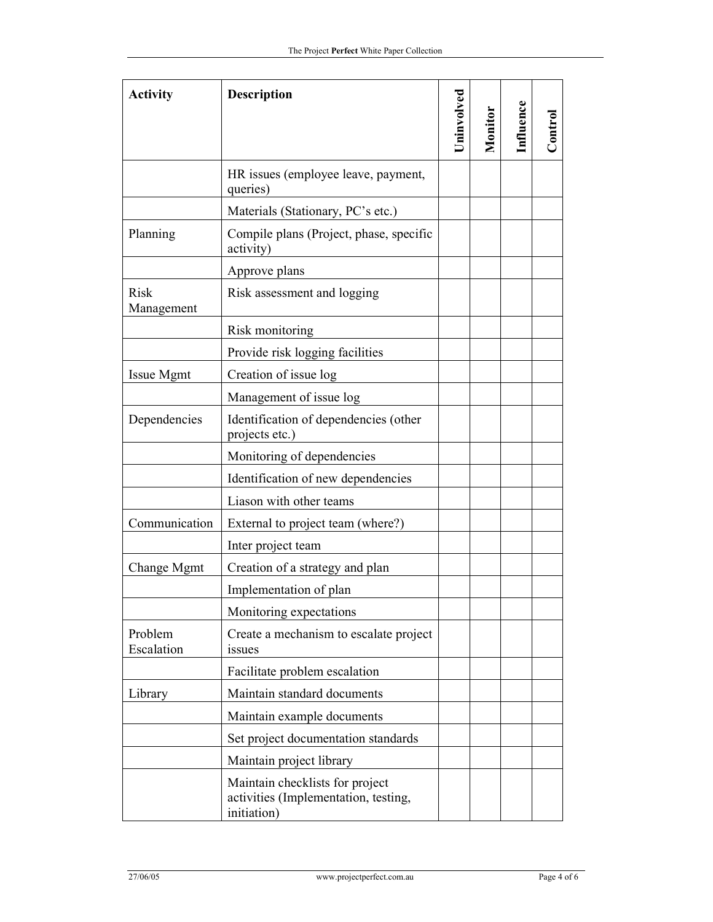| Activity | Description | Uninvolved | Monitor | Influence | Control |
|---|---|---|---|---|---|
| | HR issues (employee leave, payment, queries) | | | | |
| | Materials (Stationary, PC's etc.) | | | | |
| Planning | Compile plans (Project, phase, specific activity) | | | | |
| | Approve plans | | | | |
| Risk Management | Risk assessment and logging | | | | |
| | Risk monitoring | | | | |
| | Provide risk logging facilities | | | | |
| Issue Mgmt | Creation of issue log | | | | |
| | Management of issue log | | | | |
| Dependencies | Identification of dependencies (other projects etc.) | | | | |
| | Monitoring of dependencies | | | | |
| | Identification of new dependencies | | | | |
| | Liason with other teams | | | | |
| Communication | External to project team (where?) | | | | |
| | Inter project team | | | | |
| Change Mgmt | Creation of a strategy and plan | | | | |
| | Implementation of plan | | | | |
| | Monitoring expectations | | | | |
| Problem Escalation | Create a mechanism to escalate project issues | | | | |
| | Facilitate problem escalation | | | | |
| Library | Maintain standard documents | | | | |
| | Maintain example documents | | | | |
| | Set project documentation standards | | | | |
| | Maintain project library | | | | |
| | Maintain checklists for project activities (Implementation, testing, initiation) | | | | |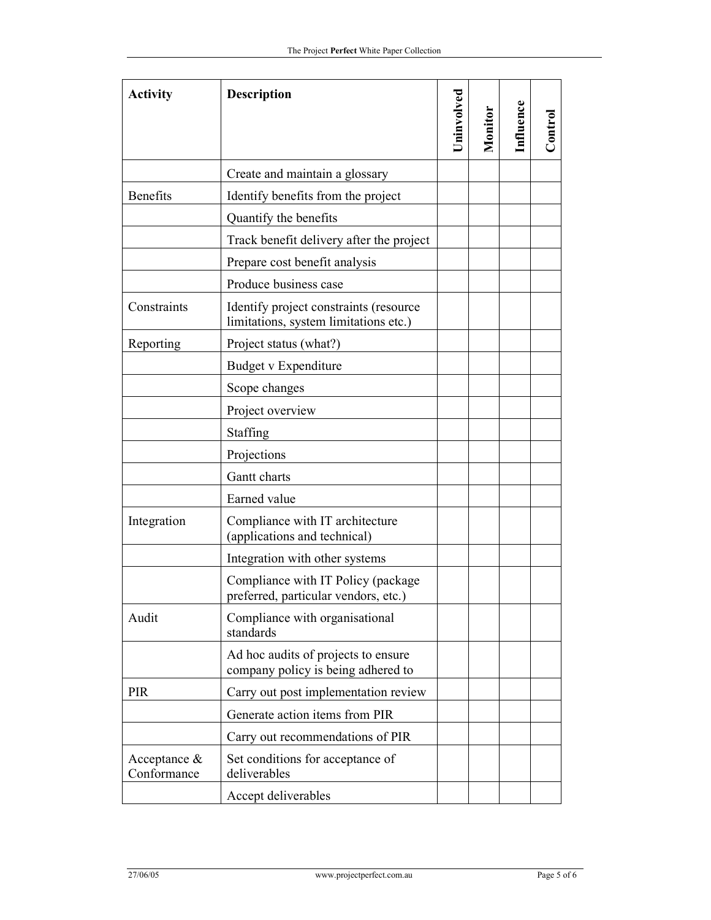| Activity | Description | Uninvolved | Monitor | Influence | Control |
|---|---|---|---|---|---|
| | Create and maintain a glossary | | | | |
| Benefits | Identify benefits from the project | | | | |
| | Quantify the benefits | | | | |
| | Track benefit delivery after the project | | | | |
| | Prepare cost benefit analysis | | | | |
| | Produce business case | | | | |
| Constraints | Identify project constraints (resource limitations, system limitations etc.) | | | | |
| Reporting | Project status (what?) | | | | |
| | Budget v Expenditure | | | | |
| | Scope changes | | | | |
| | Project overview | | | | |
| | Staffing | | | | |
| | Projections | | | | |
| | Gantt charts | | | | |
| | Earned value | | | | |
| Integration | Compliance with IT architecture (applications and technical) | | | | |
| | Integration with other systems | | | | |
| | Compliance with IT Policy (package preferred, particular vendors, etc.) | | | | |
| Audit | Compliance with organisational standards | | | | |
| | Ad hoc audits of projects to ensure company policy is being adhered to | | | | |
| PIR | Carry out post implementation review | | | | |
| | Generate action items from PIR | | | | |
| | Carry out recommendations of PIR | | | | |
| Acceptance & Conformance | Set conditions for acceptance of deliverables | | | | |
| | Accept deliverables | | | | |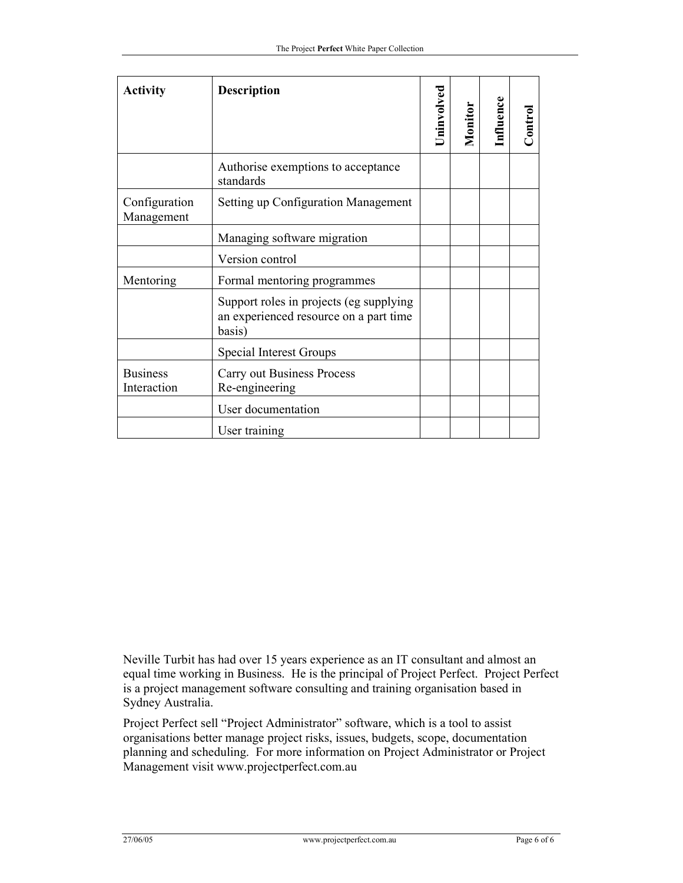| Activity | Description | Uninvolved | Monitor | Influence | Control |
|---|---|---|---|---|---|
| | Authorise exemptions to acceptance standards | | | | |
| Configuration Management | Setting up Configuration Management | | | | |
| | Managing software migration | | | | |
| | Version control | | | | |
| Mentoring | Formal mentoring programmes | | | | |
| | Support roles in projects (eg supplying an experienced resource on a part time basis) | | | | |
| | Special Interest Groups | | | | |
| Business Interaction | Carry out Business Process Re-engineering | | | | |
| | User documentation | | | | |
| | User training | | | | |

Neville Turbit has had over 15 years experience as an IT consultant and almost an equal time working in Business. He is the principal of Project Perfect. Project Perfect is a project management software consulting and training organisation based in Sydney Australia.

Project Perfect sell "Project Administrator" software, which is a tool to assist organisations better manage project risks, issues, budgets, scope, documentation planning and scheduling. For more information on Project Administrator or Project Management visit www.projectperfect.com.au